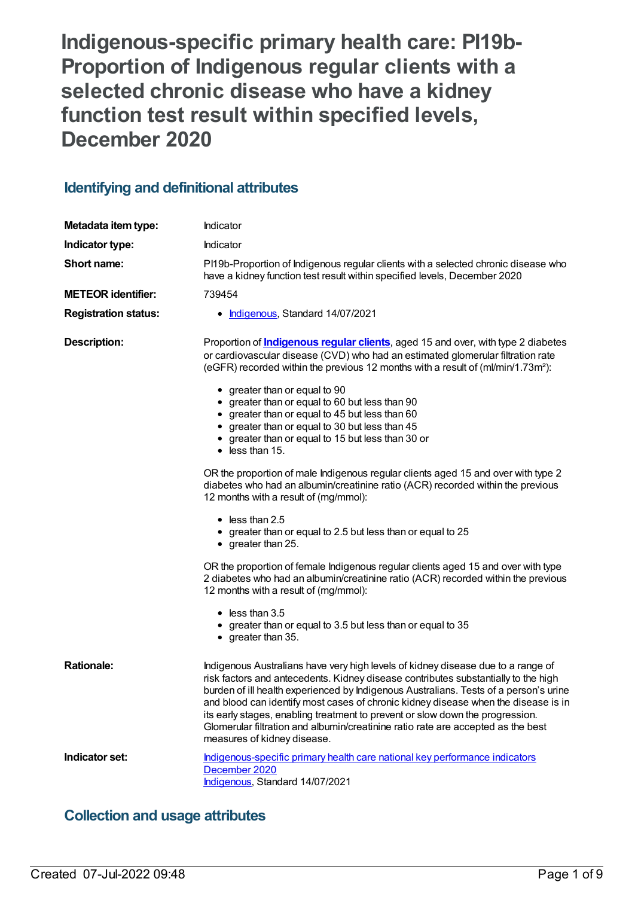# Indigenous-specific primary health care: PI19b-Proportion of Indigenous regular clients with a selected chronic disease who have a kidney function test result within specified levels, December 2020

## Identifying and definitional attributes

| | |
|---|---|
| **Metadata item type:** | Indicator |
| **Indicator type:** | Indicator |
| **Short name:** | PI19b-Proportion of Indigenous regular clients with a selected chronic disease who have a kidney function test result within specified levels, December 2020 |
| **METEOR identifier:** | 739454 |
| **Registration status:** | • Indigenous, Standard 14/07/2021 |

**Description:**

Proportion of **Indigenous regular clients**, aged 15 and over, with type 2 diabetes or cardiovascular disease (CVD) who had an estimated glomerular filtration rate (eGFR) recorded within the previous 12 months with a result of (ml/min/1.73m²):

- greater than or equal to 90
- greater than or equal to 60 but less than 90
- greater than or equal to 45 but less than 60
- greater than or equal to 30 but less than 45
- greater than or equal to 15 but less than 30 or
- less than 15.

OR the proportion of male Indigenous regular clients aged 15 and over with type 2 diabetes who had an albumin/creatinine ratio (ACR) recorded within the previous 12 months with a result of (mg/mmol):

- less than 2.5
- greater than or equal to 2.5 but less than or equal to 25
- greater than 25.

OR the proportion of female Indigenous regular clients aged 15 and over with type 2 diabetes who had an albumin/creatinine ratio (ACR) recorded within the previous 12 months with a result of (mg/mmol):

- less than 3.5
- greater than or equal to 3.5 but less than or equal to 35
- greater than 35.

**Rationale:**

Indigenous Australians have very high levels of kidney disease due to a range of risk factors and antecedents. Kidney disease contributes substantially to the high burden of ill health experienced by Indigenous Australians. Tests of a person's urine and blood can identify most cases of chronic kidney disease when the disease is in its early stages, enabling treatment to prevent or slow down the progression. Glomerular filtration and albumin/creatinine ratio rate are accepted as the best measures of kidney disease.

**Indicator set:**

Indigenous-specific primary health care national key performance indicators December 2020
Indigenous, Standard 14/07/2021

## Collection and usage attributes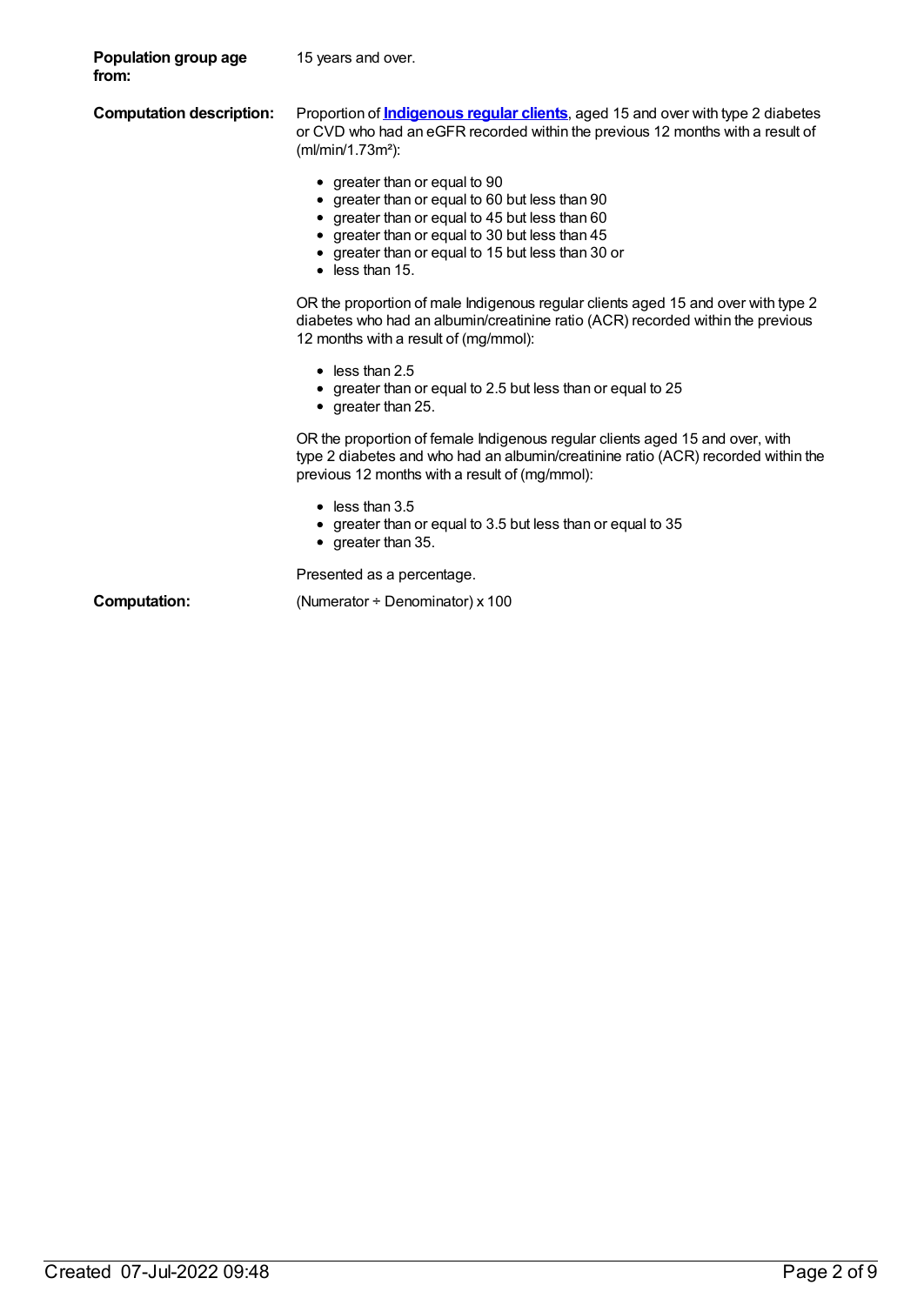**Population group age from:** 15 years and over.

**Computation description:** Proportion of **[Indigenous regular clients](#)**, aged 15 and over with type 2 diabetes or CVD who had an eGFR recorded within the previous 12 months with a result of (ml/min/1.73m²):

- greater than or equal to 90
- greater than or equal to 60 but less than 90
- greater than or equal to 45 but less than 60
- greater than or equal to 30 but less than 45
- greater than or equal to 15 but less than 30 or
- less than 15.

OR the proportion of male Indigenous regular clients aged 15 and over with type 2 diabetes who had an albumin/creatinine ratio (ACR) recorded within the previous 12 months with a result of (mg/mmol):

- less than 2.5
- greater than or equal to 2.5 but less than or equal to 25
- greater than 25.

OR the proportion of female Indigenous regular clients aged 15 and over, with type 2 diabetes and who had an albumin/creatinine ratio (ACR) recorded within the previous 12 months with a result of (mg/mmol):

- less than 3.5
- greater than or equal to 3.5 but less than or equal to 35
- greater than 35.

Presented as a percentage.

**Computation:** (Numerator ÷ Denominator) x 100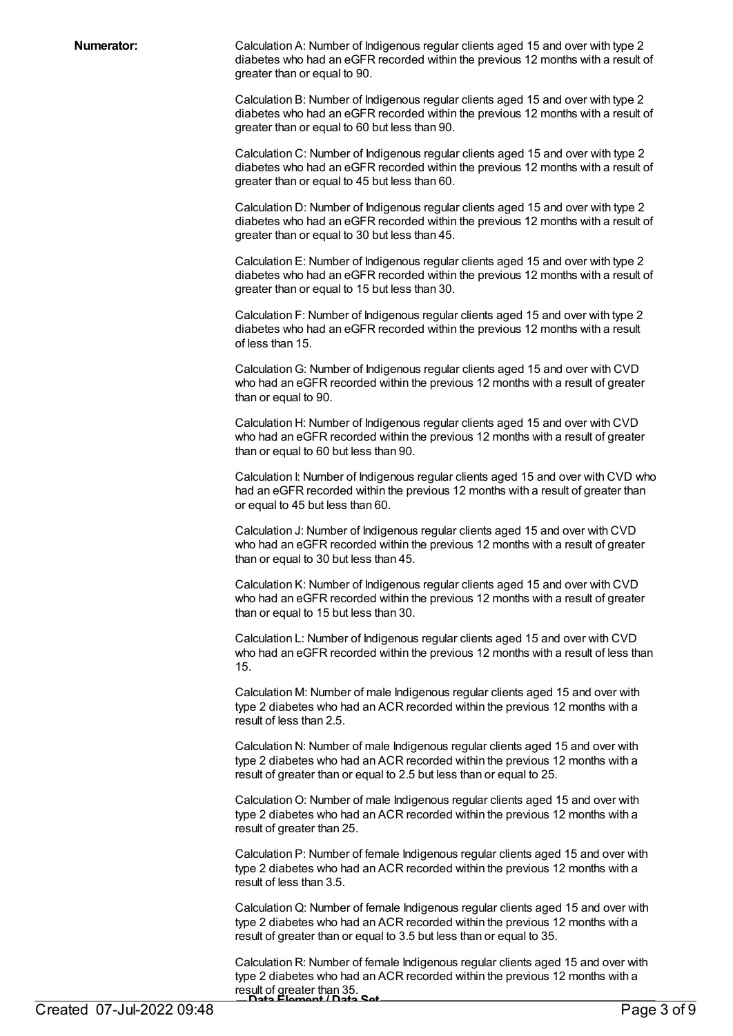**Numerator:**

Calculation A: Number of Indigenous regular clients aged 15 and over with type 2 diabetes who had an eGFR recorded within the previous 12 months with a result of greater than or equal to 90.

Calculation B: Number of Indigenous regular clients aged 15 and over with type 2 diabetes who had an eGFR recorded within the previous 12 months with a result of greater than or equal to 60 but less than 90.

Calculation C: Number of Indigenous regular clients aged 15 and over with type 2 diabetes who had an eGFR recorded within the previous 12 months with a result of greater than or equal to 45 but less than 60.

Calculation D: Number of Indigenous regular clients aged 15 and over with type 2 diabetes who had an eGFR recorded within the previous 12 months with a result of greater than or equal to 30 but less than 45.

Calculation E: Number of Indigenous regular clients aged 15 and over with type 2 diabetes who had an eGFR recorded within the previous 12 months with a result of greater than or equal to 15 but less than 30.

Calculation F: Number of Indigenous regular clients aged 15 and over with type 2 diabetes who had an eGFR recorded within the previous 12 months with a result of less than 15.

Calculation G: Number of Indigenous regular clients aged 15 and over with CVD who had an eGFR recorded within the previous 12 months with a result of greater than or equal to 90.

Calculation H: Number of Indigenous regular clients aged 15 and over with CVD who had an eGFR recorded within the previous 12 months with a result of greater than or equal to 60 but less than 90.

Calculation I: Number of Indigenous regular clients aged 15 and over with CVD who had an eGFR recorded within the previous 12 months with a result of greater than or equal to 45 but less than 60.

Calculation J: Number of Indigenous regular clients aged 15 and over with CVD who had an eGFR recorded within the previous 12 months with a result of greater than or equal to 30 but less than 45.

Calculation K: Number of Indigenous regular clients aged 15 and over with CVD who had an eGFR recorded within the previous 12 months with a result of greater than or equal to 15 but less than 30.

Calculation L: Number of Indigenous regular clients aged 15 and over with CVD who had an eGFR recorded within the previous 12 months with a result of less than 15.

Calculation M: Number of male Indigenous regular clients aged 15 and over with type 2 diabetes who had an ACR recorded within the previous 12 months with a result of less than 2.5.

Calculation N: Number of male Indigenous regular clients aged 15 and over with type 2 diabetes who had an ACR recorded within the previous 12 months with a result of greater than or equal to 2.5 but less than or equal to 25.

Calculation O: Number of male Indigenous regular clients aged 15 and over with type 2 diabetes who had an ACR recorded within the previous 12 months with a result of greater than 25.

Calculation P: Number of female Indigenous regular clients aged 15 and over with type 2 diabetes who had an ACR recorded within the previous 12 months with a result of less than 3.5.

Calculation Q: Number of female Indigenous regular clients aged 15 and over with type 2 diabetes who had an ACR recorded within the previous 12 months with a result of greater than or equal to 3.5 but less than or equal to 35.

Calculation R: Number of female Indigenous regular clients aged 15 and over with type 2 diabetes who had an ACR recorded within the previous 12 months with a result of greater than 35.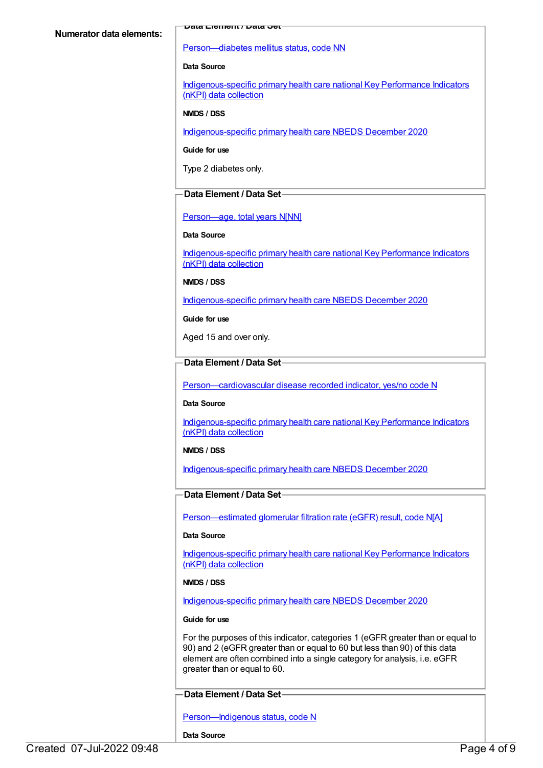**Numerator data elements:**

**Data Element / Data Set**

Person—diabetes mellitus status, code NN

**Data Source**

Indigenous-specific primary health care national Key Performance Indicators (nKPI) data collection

**NMDS / DSS**

Indigenous-specific primary health care NBEDS December 2020

**Guide for use**

Type 2 diabetes only.

**Data Element / Data Set**

Person—age, total years N[NN]

**Data Source**

Indigenous-specific primary health care national Key Performance Indicators (nKPI) data collection

**NMDS / DSS**

Indigenous-specific primary health care NBEDS December 2020

**Guide for use**

Aged 15 and over only.

**Data Element / Data Set**

Person—cardiovascular disease recorded indicator, yes/no code N

**Data Source**

Indigenous-specific primary health care national Key Performance Indicators (nKPI) data collection

**NMDS / DSS**

Indigenous-specific primary health care NBEDS December 2020

**Data Element / Data Set**

Person—estimated glomerular filtration rate (eGFR) result, code N[A]

**Data Source**

Indigenous-specific primary health care national Key Performance Indicators (nKPI) data collection

**NMDS / DSS**

Indigenous-specific primary health care NBEDS December 2020

**Guide for use**

For the purposes of this indicator, categories 1 (eGFR greater than or equal to 90) and 2 (eGFR greater than or equal to 60 but less than 90) of this data element are often combined into a single category for analysis, i.e. eGFR greater than or equal to 60.

**Data Element / Data Set**

Person—Indigenous status, code N

**Data Source**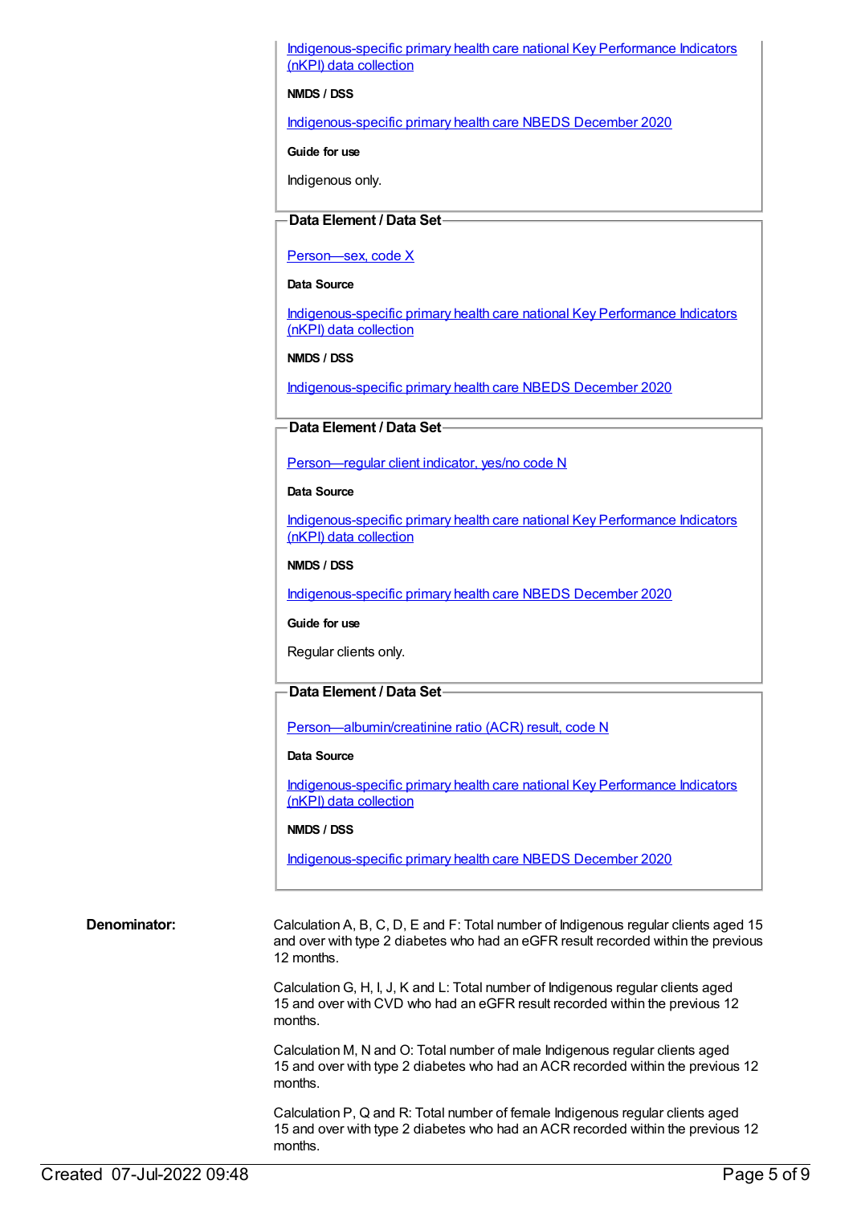Indigenous-specific primary health care national Key Performance Indicators (nKPI) data collection

**NMDS / DSS**

Indigenous-specific primary health care NBEDS December 2020

**Guide for use**

Indigenous only.

**Data Element / Data Set**

Person—sex, code X

**Data Source**

Indigenous-specific primary health care national Key Performance Indicators (nKPI) data collection

**NMDS / DSS**

Indigenous-specific primary health care NBEDS December 2020

**Data Element / Data Set**

Person—regular client indicator, yes/no code N

**Data Source**

Indigenous-specific primary health care national Key Performance Indicators (nKPI) data collection

**NMDS / DSS**

Indigenous-specific primary health care NBEDS December 2020

**Guide for use**

Regular clients only.

**Data Element / Data Set**

Person—albumin/creatinine ratio (ACR) result, code N

**Data Source**

Indigenous-specific primary health care national Key Performance Indicators (nKPI) data collection

**NMDS / DSS**

Indigenous-specific primary health care NBEDS December 2020

**Denominator:**

Calculation A, B, C, D, E and F: Total number of Indigenous regular clients aged 15 and over with type 2 diabetes who had an eGFR result recorded within the previous 12 months.

Calculation G, H, I, J, K and L: Total number of Indigenous regular clients aged 15 and over with CVD who had an eGFR result recorded within the previous 12 months.

Calculation M, N and O: Total number of male Indigenous regular clients aged 15 and over with type 2 diabetes who had an ACR recorded within the previous 12 months.

Calculation P, Q and R: Total number of female Indigenous regular clients aged 15 and over with type 2 diabetes who had an ACR recorded within the previous 12 months.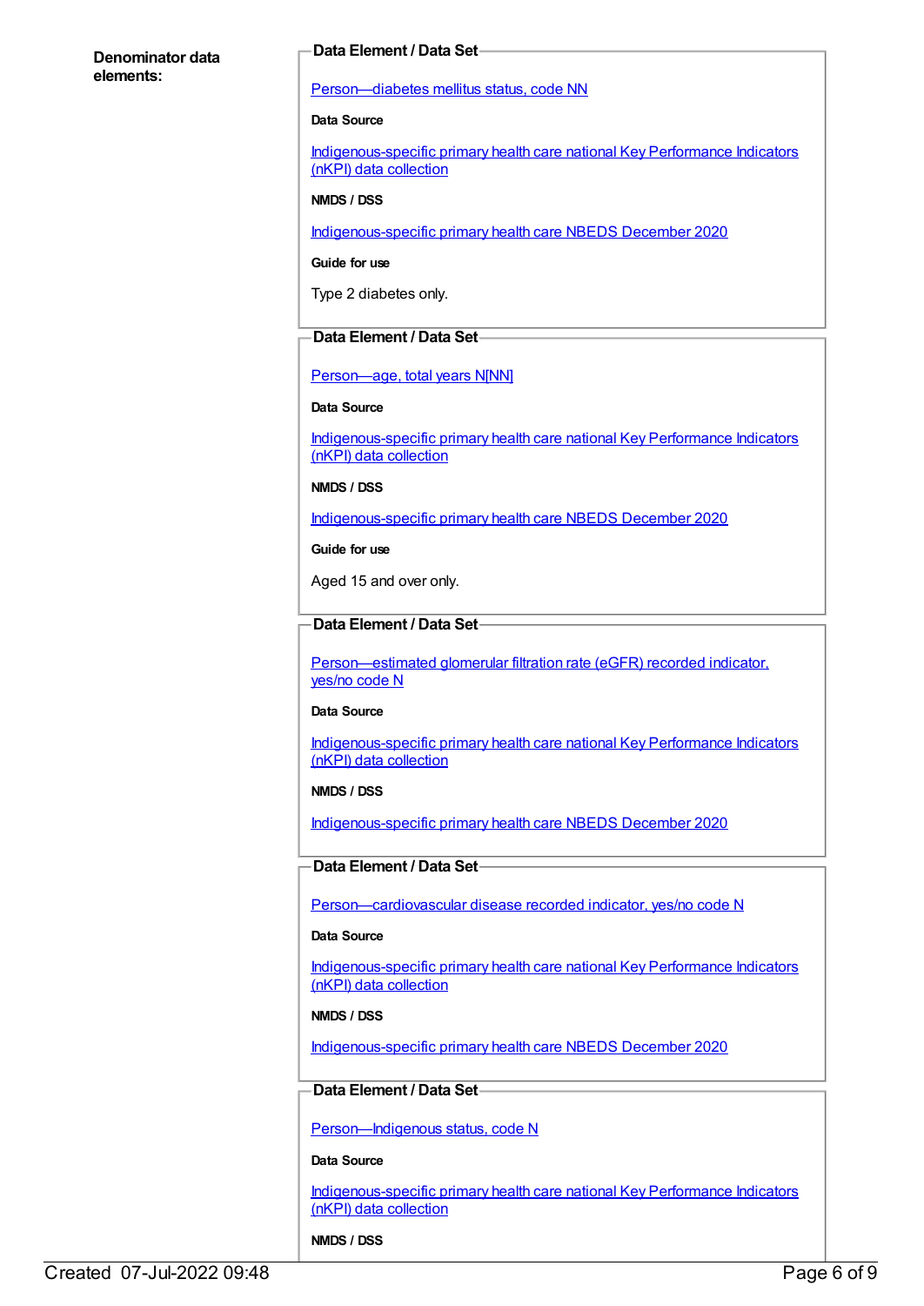**Denominator data elements:**

**Data Element / Data Set**

Person—diabetes mellitus status, code NN

**Data Source**

Indigenous-specific primary health care national Key Performance Indicators (nKPI) data collection

**NMDS / DSS**

Indigenous-specific primary health care NBEDS December 2020

**Guide for use**

Type 2 diabetes only.

**Data Element / Data Set**

Person—age, total years N[NN]

**Data Source**

Indigenous-specific primary health care national Key Performance Indicators (nKPI) data collection

**NMDS / DSS**

Indigenous-specific primary health care NBEDS December 2020

**Guide for use**

Aged 15 and over only.

**Data Element / Data Set**

Person—estimated glomerular filtration rate (eGFR) recorded indicator, yes/no code N

**Data Source**

Indigenous-specific primary health care national Key Performance Indicators (nKPI) data collection

**NMDS / DSS**

Indigenous-specific primary health care NBEDS December 2020

**Data Element / Data Set**

Person—cardiovascular disease recorded indicator, yes/no code N

**Data Source**

Indigenous-specific primary health care national Key Performance Indicators (nKPI) data collection

**NMDS / DSS**

Indigenous-specific primary health care NBEDS December 2020

**Data Element / Data Set**

Person—Indigenous status, code N

**Data Source**

Indigenous-specific primary health care national Key Performance Indicators (nKPI) data collection

**NMDS / DSS**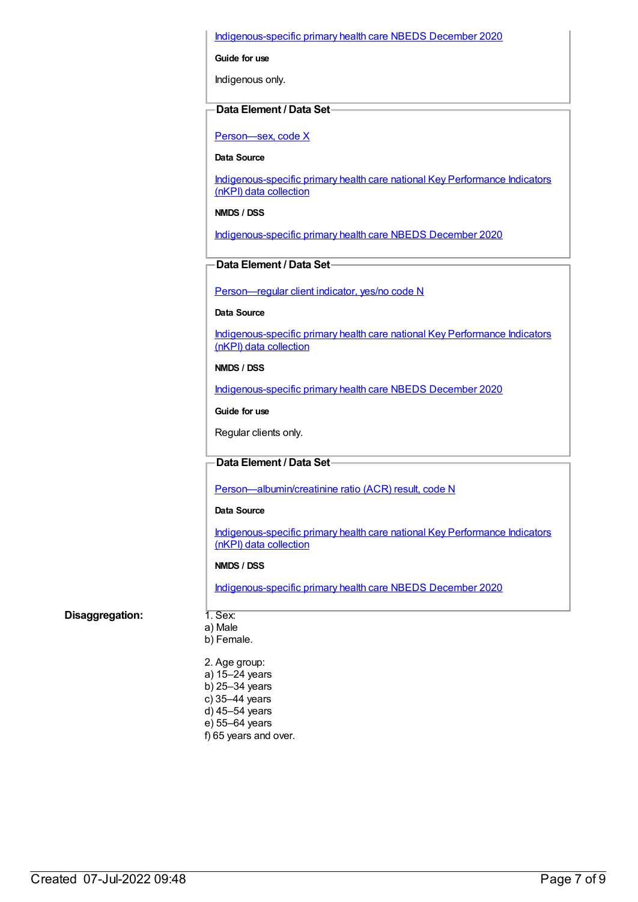Indigenous-specific primary health care NBEDS December 2020

**Guide for use**

Indigenous only.

**Data Element / Data Set**

Person—sex, code X

**Data Source**

Indigenous-specific primary health care national Key Performance Indicators (nKPI) data collection

**NMDS / DSS**

Indigenous-specific primary health care NBEDS December 2020

**Data Element / Data Set**

Person—regular client indicator, yes/no code N

**Data Source**

Indigenous-specific primary health care national Key Performance Indicators (nKPI) data collection

**NMDS / DSS**

Indigenous-specific primary health care NBEDS December 2020

**Guide for use**

Regular clients only.

**Data Element / Data Set**

Person—albumin/creatinine ratio (ACR) result, code N

**Data Source**

Indigenous-specific primary health care national Key Performance Indicators (nKPI) data collection

**NMDS / DSS**

Indigenous-specific primary health care NBEDS December 2020

**Disaggregation:**

1. Sex:
a) Male
b) Female.

2. Age group:
a) 15–24 years
b) 25–34 years
c) 35–44 years
d) 45–54 years
e) 55–64 years
f) 65 years and over.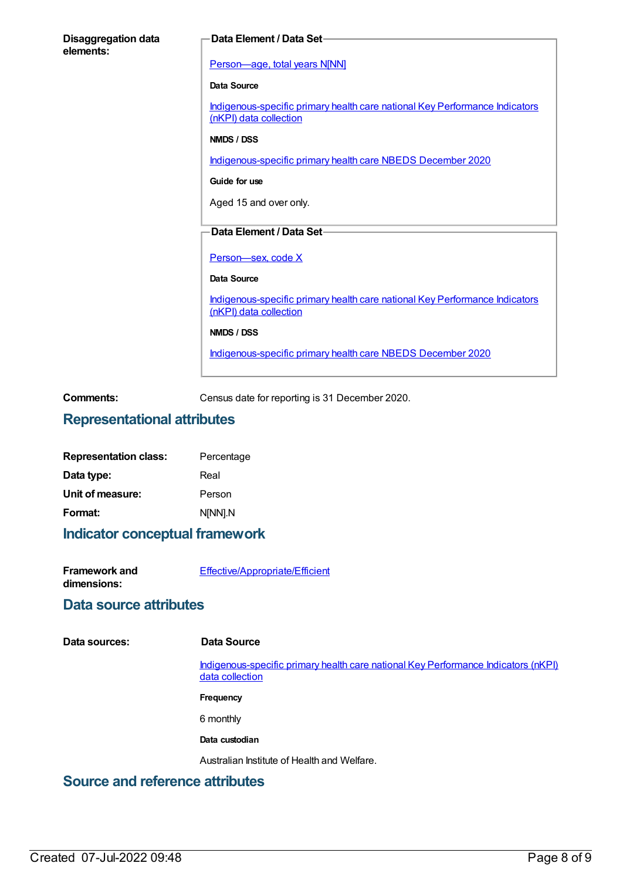**Disaggregation data elements:**

**Data Element / Data Set**

[Person—age, total years N[NN]]

**Data Source**

Indigenous-specific primary health care national Key Performance Indicators (nKPI) data collection

**NMDS / DSS**

Indigenous-specific primary health care NBEDS December 2020

**Guide for use**

Aged 15 and over only.

**Data Element / Data Set**

Person—sex, code X

**Data Source**

Indigenous-specific primary health care national Key Performance Indicators (nKPI) data collection

**NMDS / DSS**

Indigenous-specific primary health care NBEDS December 2020

**Comments:** Census date for reporting is 31 December 2020.

## Representational attributes

**Representation class:** Percentage

**Data type:** Real

**Unit of measure:** Person

**Format:** N[NN].N

## Indicator conceptual framework

**Framework and dimensions:** Effective/Appropriate/Efficient

## Data source attributes

**Data sources:**

**Data Source**

Indigenous-specific primary health care national Key Performance Indicators (nKPI) data collection

**Frequency**

6 monthly

**Data custodian**

Australian Institute of Health and Welfare.

## Source and reference attributes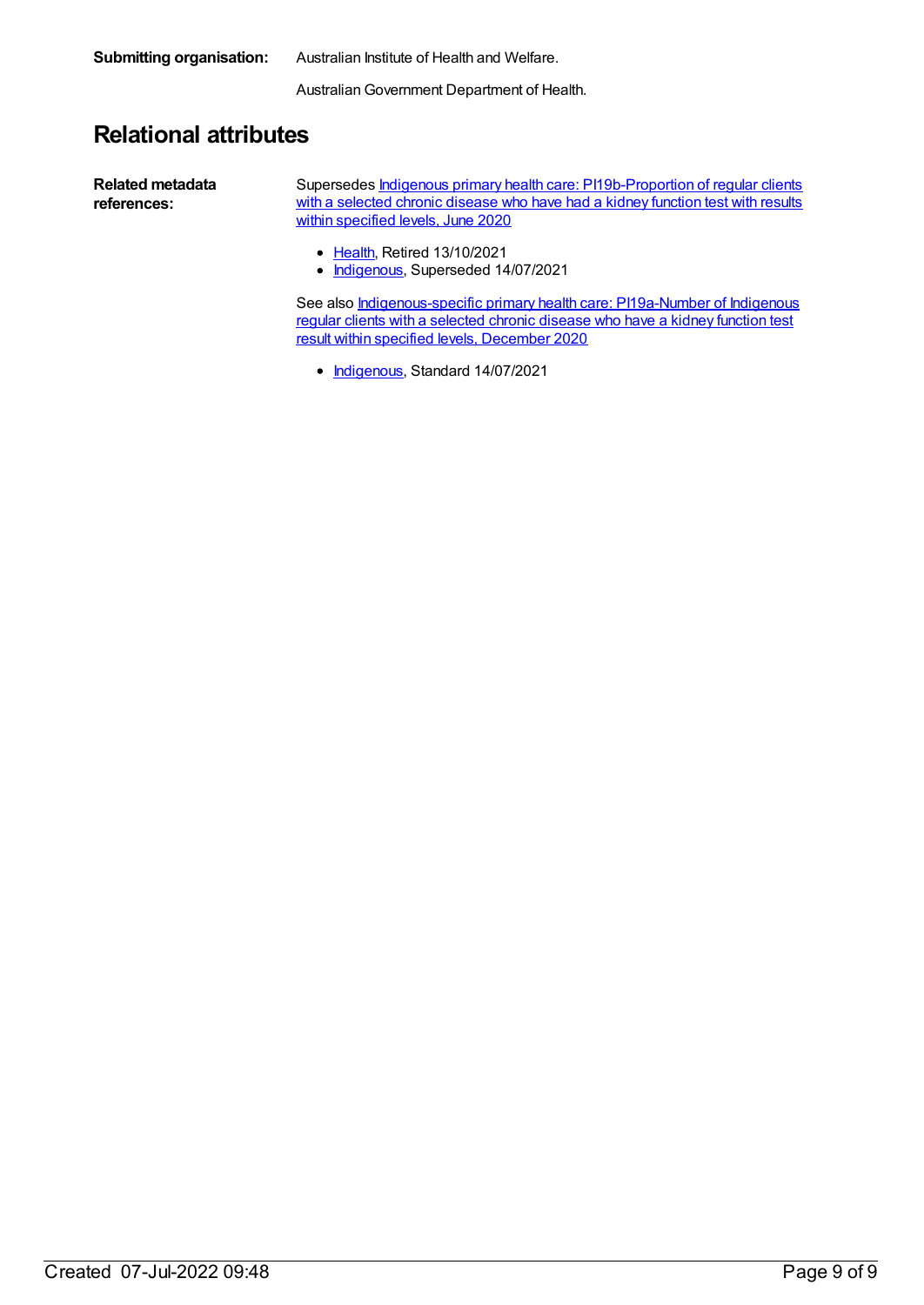**Submitting organisation:** Australian Institute of Health and Welfare.

Australian Government Department of Health.

## Relational attributes

**Related metadata references:**

Supersedes Indigenous primary health care: PI19b-Proportion of regular clients with a selected chronic disease who have had a kidney function test with results within specified levels, June 2020

- Health, Retired 13/10/2021
- Indigenous, Superseded 14/07/2021

See also Indigenous-specific primary health care: PI19a-Number of Indigenous regular clients with a selected chronic disease who have a kidney function test result within specified levels, December 2020

- Indigenous, Standard 14/07/2021